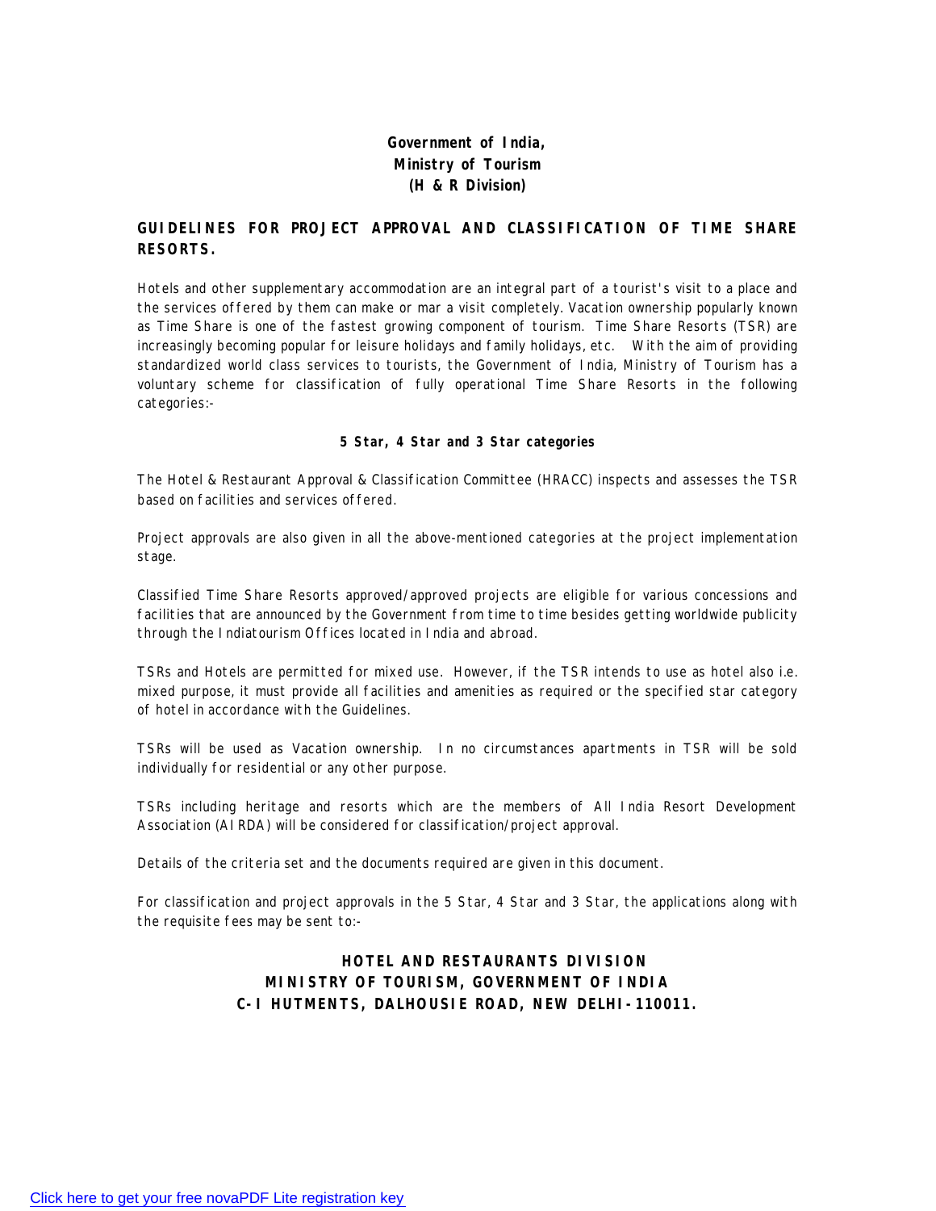**Government of India,**
**Ministry of Tourism**
**(H & R Division)**

## GUIDELINES FOR PROJECT APPROVAL AND CLASSIFICATION OF TIME SHARE RESORTS.

Hotels and other supplementary accommodation are an integral part of a tourist's visit to a place and the services offered by them can make or mar a visit completely. Vacation ownership popularly known as Time Share is one of the fastest growing component of tourism. Time Share Resorts (TSR) are increasingly becoming popular for leisure holidays and family holidays, etc. With the aim of providing standardized world class services to tourists, the Government of India, Ministry of Tourism has a voluntary scheme for classification of fully operational Time Share Resorts in the following categories:-

**5 Star, 4 Star and 3 Star categories**

The Hotel & Restaurant Approval & Classification Committee (HRACC) inspects and assesses the TSR based on facilities and services offered.

Project approvals are also given in all the above-mentioned categories at the project implementation stage.

Classified Time Share Resorts approved/approved projects are eligible for various concessions and facilities that are announced by the Government from time to time besides getting worldwide publicity through the Indiatourism Offices located in India and abroad.

TSRs and Hotels are permitted for mixed use. However, if the TSR intends to use as hotel also i.e. mixed purpose, it must provide all facilities and amenities as required or the specified star category of hotel in accordance with the Guidelines.

TSRs will be used as Vacation ownership. In no circumstances apartments in TSR will be sold individually for residential or any other purpose.

TSRs including heritage and resorts which are the members of All India Resort Development Association (AIRDA) will be considered for classification/project approval.

Details of the criteria set and the documents required are given in this document.

For classification and project approvals in the 5 Star, 4 Star and 3 Star, the applications along with the requisite fees may be sent to:-

**HOTEL AND RESTAURANTS DIVISION**
**MINISTRY OF TOURISM, GOVERNMENT OF INDIA**
**C-I HUTMENTS, DALHOUSIE ROAD, NEW DELHI-110011.**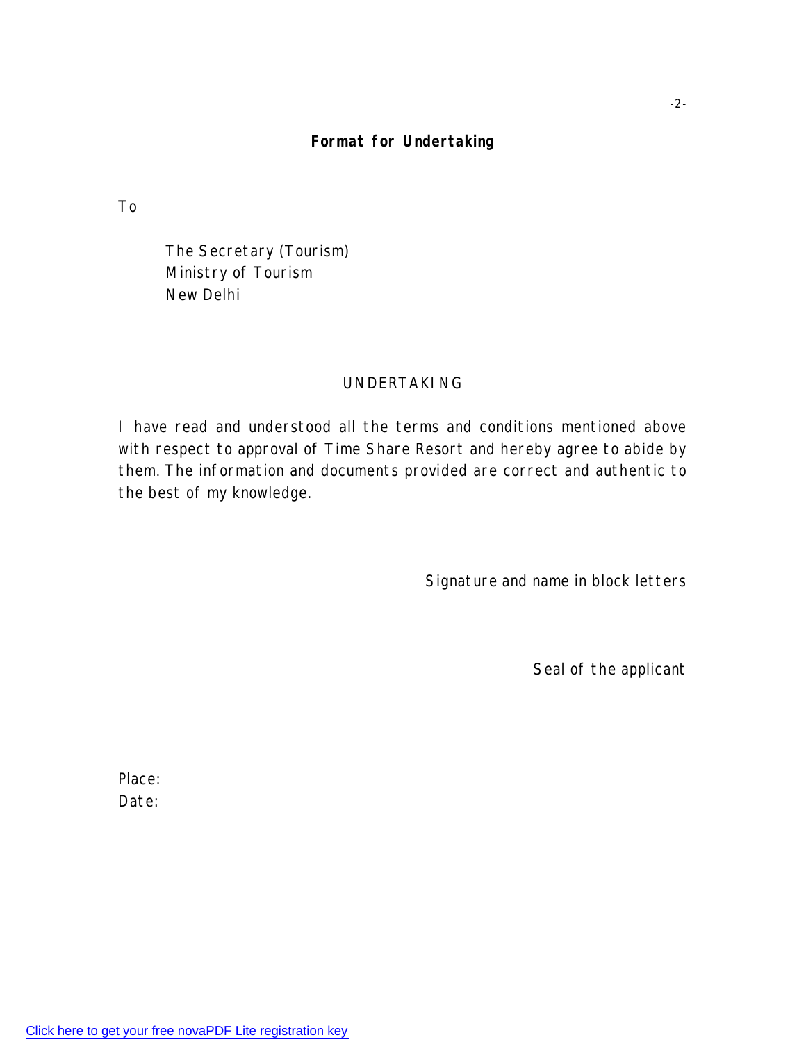**Format for Undertaking**

To

The Secretary (Tourism)
Ministry of Tourism
New Delhi

UNDERTAKING

I have read and understood all the terms and conditions mentioned above with respect to approval of Time Share Resort and hereby agree to abide by them. The information and documents provided are correct and authentic to the best of my knowledge.

Signature and name in block letters

Seal of the applicant

Place:
Date: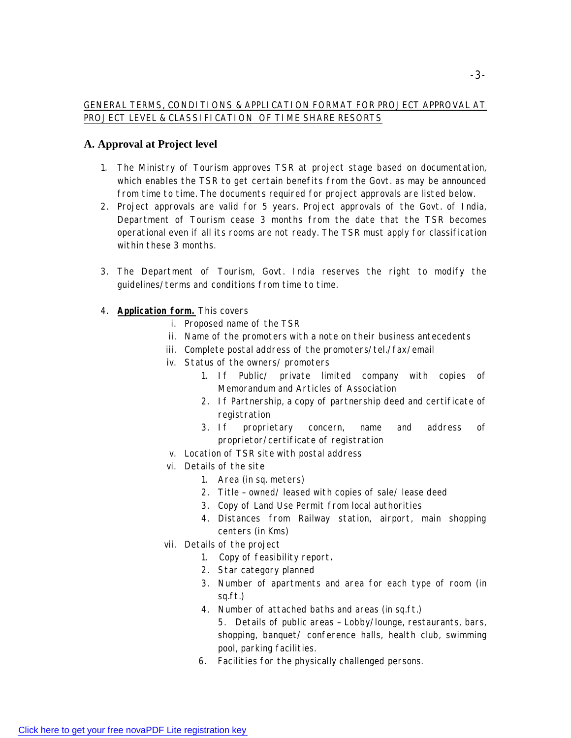GENERAL TERMS, CONDITIONS & APPLICATION FORMAT FOR PROJECT APPROVAL AT PROJECT LEVEL & CLASSIFICATION OF TIME SHARE RESORTS

## A. Approval at Project level

1. The Ministry of Tourism approves TSR at project stage based on documentation, which enables the TSR to get certain benefits from the Govt. as may be announced from time to time. The documents required for project approvals are listed below.
2. Project approvals are valid for 5 years. Project approvals of the Govt. of India, Department of Tourism cease 3 months from the date that the TSR becomes operational even if all its rooms are not ready. The TSR must apply for classification within these 3 months.
3. The Department of Tourism, Govt. India reserves the right to modify the guidelines/terms and conditions from time to time.
4. ***Application form.*** This covers
   - i. Proposed name of the TSR
   - ii. Name of the promoters with a note on their business antecedents
   - iii. Complete postal address of the promoters/tel./fax/email
   - iv. Status of the owners/ promoters
     1. If Public/ private limited company with copies of Memorandum and Articles of Association
     2. If Partnership, a copy of partnership deed and certificate of registration
     3. If proprietary concern, name and address of proprietor/certificate of registration
   - v. Location of TSR site with postal address
   - vi. Details of the site
     1. Area (in sq. meters)
     2. Title – owned/ leased with copies of sale/ lease deed
     3. Copy of Land Use Permit from local authorities
     4. Distances from Railway station, airport, main shopping centers (in Kms)
   - vii. Details of the project
     1. Copy of feasibility report**.**
     2. Star category planned
     3. Number of apartments and area for each type of room (in sq.ft.)
     4. Number of attached baths and areas (in sq.ft.)
     5. Details of public areas – Lobby/lounge, restaurants, bars, shopping, banquet/ conference halls, health club, swimming pool, parking facilities.
     6. Facilities for the physically challenged persons.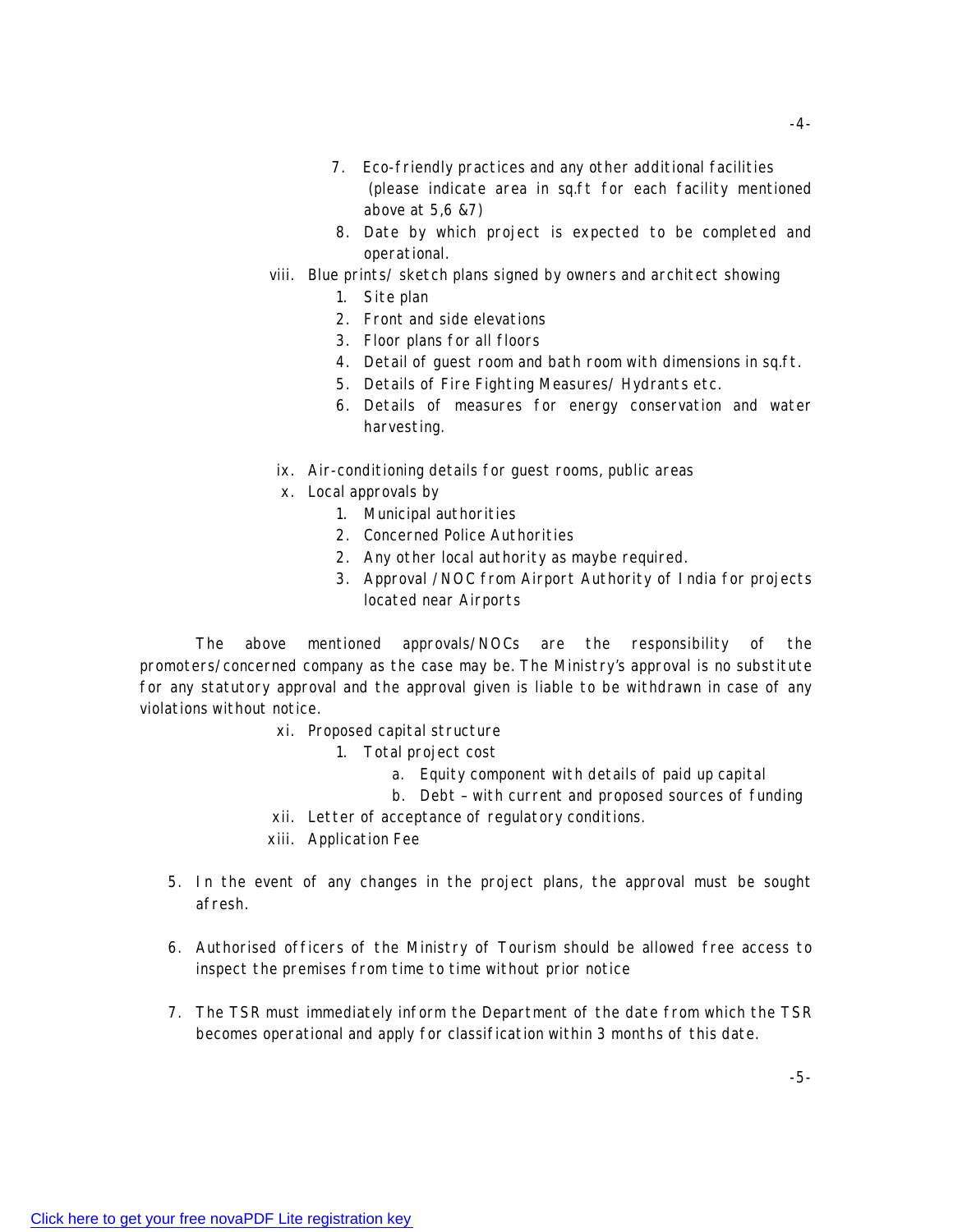7. Eco-friendly practices and any other additional facilities (please indicate area in sq.ft for each facility mentioned above at 5,6 &7)
8. Date by which project is expected to be completed and operational.

viii. Blue prints/ sketch plans signed by owners and architect showing
   1. Site plan
   2. Front and side elevations
   3. Floor plans for all floors
   4. Detail of guest room and bath room with dimensions in sq.ft.
   5. Details of Fire Fighting Measures/ Hydrants etc.
   6. Details of measures for energy conservation and water harvesting.

ix. Air-conditioning details for guest rooms, public areas

x. Local approvals by
   1. Municipal authorities
   2. Concerned Police Authorities
   2. Any other local authority as maybe required.
   3. Approval /NOC from Airport Authority of India for projects located near Airports

The above mentioned approvals/NOCs are the responsibility of the promoters/concerned company as the case may be. The Ministry's approval is no substitute for any statutory approval and the approval given is liable to be withdrawn in case of any violations without notice.

xi. Proposed capital structure
   1. Total project cost
      a. Equity component with details of paid up capital
      b. Debt – with current and proposed sources of funding

xii. Letter of acceptance of regulatory conditions.

xiii. Application Fee

5. In the event of any changes in the project plans, the approval must be sought afresh.

6. Authorised officers of the Ministry of Tourism should be allowed free access to inspect the premises from time to time without prior notice

7. The TSR must immediately inform the Department of the date from which the TSR becomes operational and apply for classification within 3 months of this date.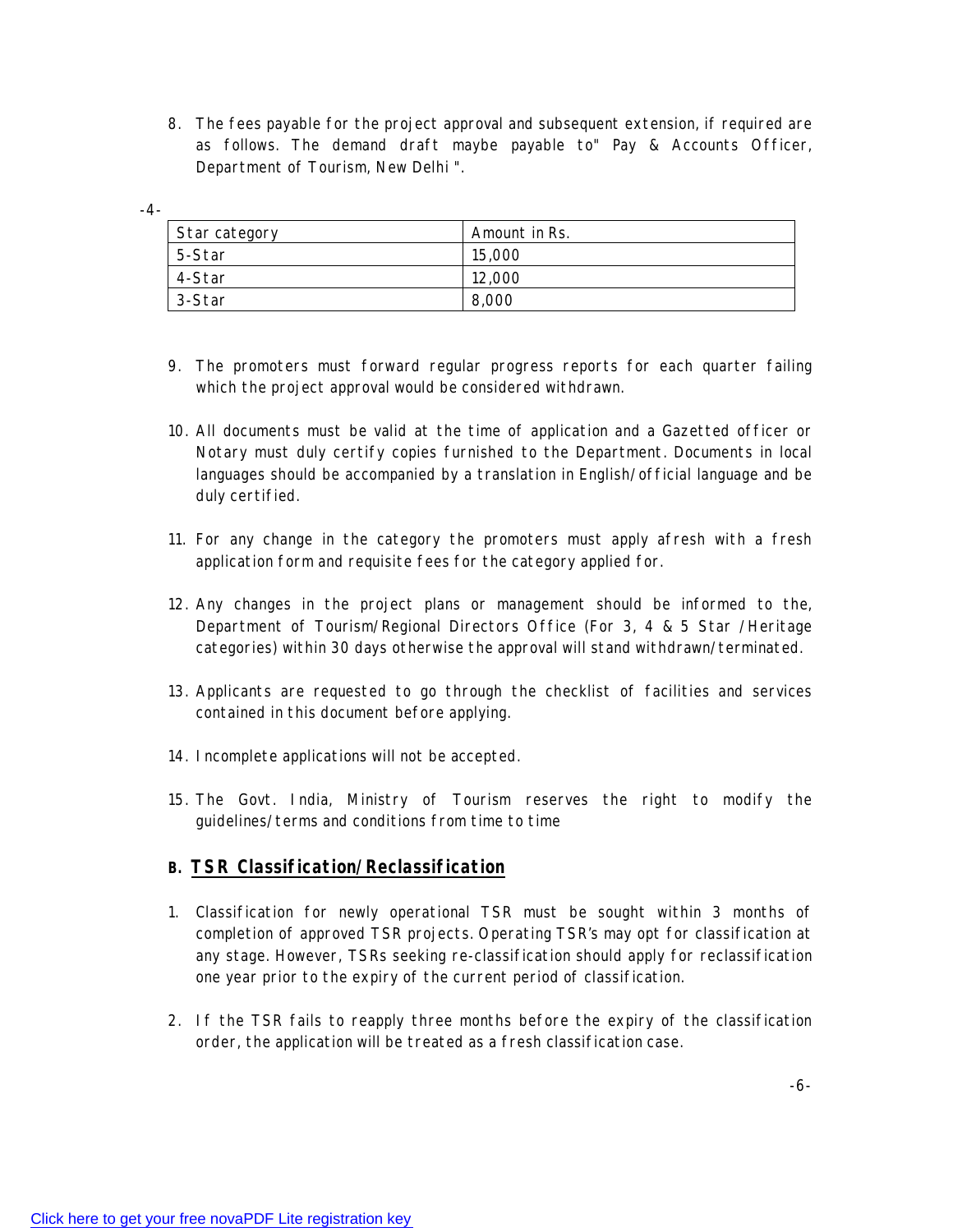8. The fees payable for the project approval and subsequent extension, if required are as follows. The demand draft maybe payable to" Pay & Accounts Officer, Department of Tourism, New Delhi ".

| Star category | Amount in Rs. |
|---|---|
| 5-Star | 15,000 |
| 4-Star | 12,000 |
| 3-Star | 8,000 |

9. The promoters must forward regular progress reports for each quarter failing which the project approval would be considered withdrawn.

10. All documents must be valid at the time of application and a Gazetted officer or Notary must duly certify copies furnished to the Department. Documents in local languages should be accompanied by a translation in English/official language and be duly certified.

11. For any change in the category the promoters must apply afresh with a fresh application form and requisite fees for the category applied for.

12. Any changes in the project plans or management should be informed to the, Department of Tourism/Regional Directors Office (For 3, 4 & 5 Star /Heritage categories) within 30 days otherwise the approval will stand withdrawn/terminated.

13. Applicants are requested to go through the checklist of facilities and services contained in this document before applying.

14. Incomplete applications will not be accepted.

15. The Govt. India, Ministry of Tourism reserves the right to modify the guidelines/terms and conditions from time to time

## B. TSR Classification/Reclassification

1. Classification for newly operational TSR must be sought within 3 months of completion of approved TSR projects. Operating TSR's may opt for classification at any stage. However, TSRs seeking re-classification should apply for reclassification one year prior to the expiry of the current period of classification.

2. If the TSR fails to reapply three months before the expiry of the classification order, the application will be treated as a fresh classification case.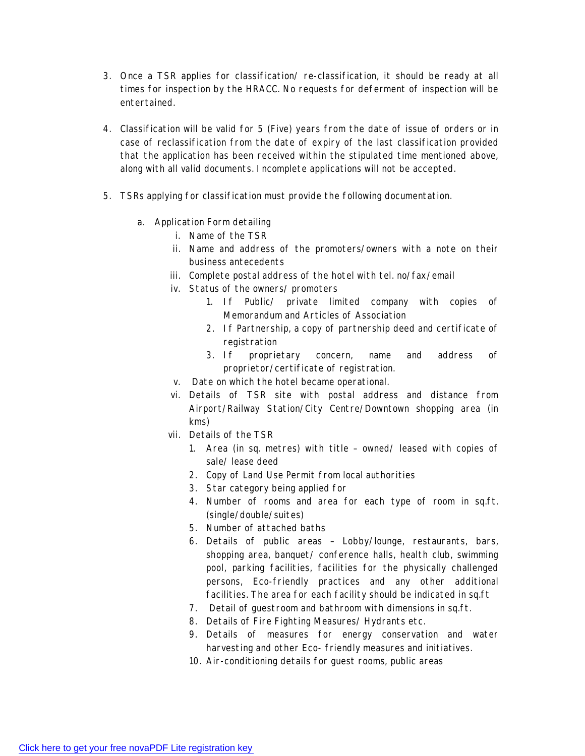3. Once a TSR applies for classification/ re-classification, it should be ready at all times for inspection by the HRACC. No requests for deferment of inspection will be entertained.

4. Classification will be valid for 5 (Five) years from the date of issue of orders or in case of reclassification from the date of expiry of the last classification provided that the application has been received within the stipulated time mentioned above, along with all valid documents. Incomplete applications will not be accepted.

5. TSRs applying for classification must provide the following documentation.

   a. Application Form detailing
      i. Name of the TSR
      ii. Name and address of the promoters/owners with a note on their business antecedents
      iii. Complete postal address of the hotel with tel. no/fax/email
      iv. Status of the owners/ promoters
         1. If Public/ private limited company with copies of Memorandum and Articles of Association
         2. If Partnership, a copy of partnership deed and certificate of registration
         3. If proprietary concern, name and address of proprietor/certificate of registration.
      v. Date on which the hotel became operational.
      vi. Details of TSR site with postal address and distance from Airport/Railway Station/City Centre/Downtown shopping area (in kms)
      vii. Details of the TSR
         1. Area (in sq. metres) with title – owned/ leased with copies of sale/ lease deed
         2. Copy of Land Use Permit from local authorities
         3. Star category being applied for
         4. Number of rooms and area for each type of room in sq.ft. (single/double/suites)
         5. Number of attached baths
         6. Details of public areas – Lobby/lounge, restaurants, bars, shopping area, banquet/ conference halls, health club, swimming pool, parking facilities, facilities for the physically challenged persons, Eco-friendly practices and any other additional facilities. The area for each facility should be indicated in sq.ft
         7. Detail of guestroom and bathroom with dimensions in sq.ft.
         8. Details of Fire Fighting Measures/ Hydrants etc.
         9. Details of measures for energy conservation and water harvesting and other Eco- friendly measures and initiatives.
         10. Air-conditioning details for guest rooms, public areas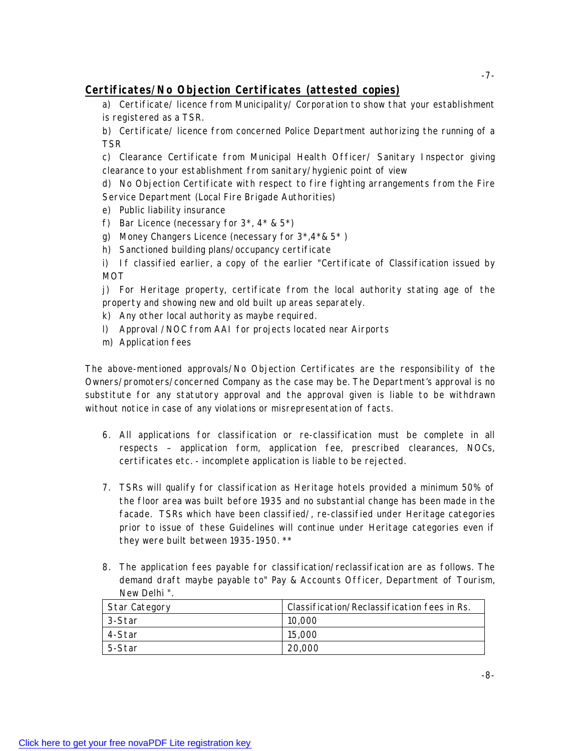**Certificates/No Objection Certificates (attested copies)**

a) Certificate/ licence from Municipality/ Corporation to show that your establishment is registered as a TSR.

b) Certificate/ licence from concerned Police Department authorizing the running of a TSR

c) Clearance Certificate from Municipal Health Officer/ Sanitary Inspector giving clearance to your establishment from sanitary/hygienic point of view

d) No Objection Certificate with respect to fire fighting arrangements from the Fire Service Department (Local Fire Brigade Authorities)

e) Public liability insurance

f) Bar Licence (necessary for 3*, 4* & 5*)

g) Money Changers Licence (necessary for 3*,4*& 5* )

h) Sanctioned building plans/occupancy certificate

i) If classified earlier, a copy of the earlier "Certificate of Classification issued by MOT

j) For Heritage property, certificate from the local authority stating age of the property and showing new and old built up areas separately.

k) Any other local authority as maybe required.

l) Approval /NOC from AAI for projects located near Airports

m) Application fees

The above-mentioned approvals/No Objection Certificates are the responsibility of the Owners/promoters/concerned Company as the case may be. The Department's approval is no substitute for any statutory approval and the approval given is liable to be withdrawn without notice in case of any violations or misrepresentation of facts.

6. All applications for classification or re-classification must be complete in all respects – application form, application fee, prescribed clearances, NOCs, certificates etc. - incomplete application is liable to be rejected.

7. TSRs will qualify for classification as Heritage hotels provided a minimum 50% of the floor area was built before 1935 and no substantial change has been made in the facade. TSRs which have been classified/, re-classified under Heritage categories prior to issue of these Guidelines will continue under Heritage categories even if they were built between 1935-1950. **

8. The application fees payable for classification/reclassification are as follows. The demand draft maybe payable to" Pay & Accounts Officer, Department of Tourism, New Delhi ".

| Star Category | Classification/Reclassification fees in Rs. |
|---|---|
| 3-Star | 10,000 |
| 4-Star | 15,000 |
| 5-Star | 20,000 |

Click here to get your free novaPDF Lite registration key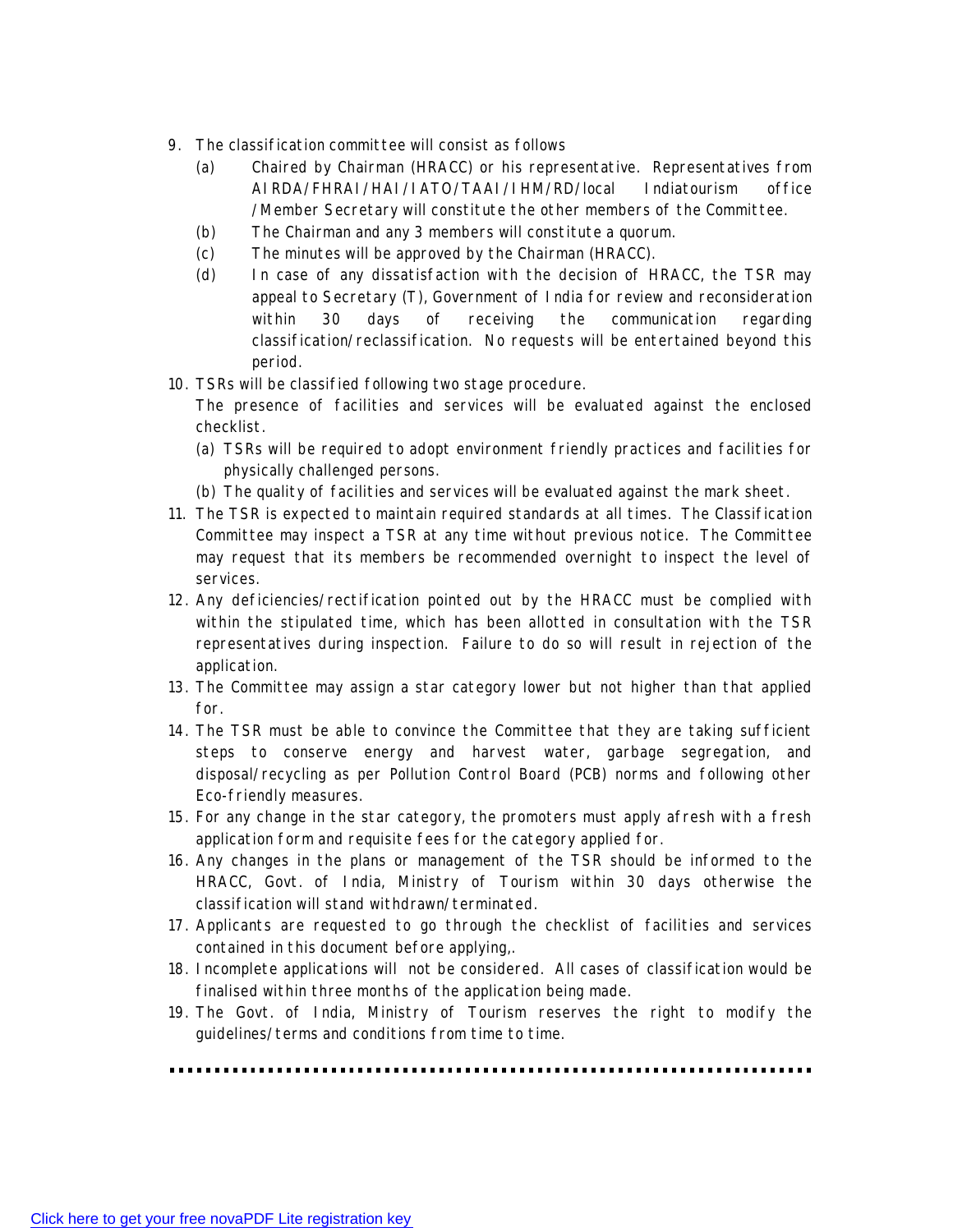9. The classification committee will consist as follows
   (a) Chaired by Chairman (HRACC) or his representative. Representatives from AIRDA/FHRAI/HAI/IATO/TAAI/IHM/RD/local Indiatourism office /Member Secretary will constitute the other members of the Committee.
   (b) The Chairman and any 3 members will constitute a quorum.
   (c) The minutes will be approved by the Chairman (HRACC).
   (d) In case of any dissatisfaction with the decision of HRACC, the TSR may appeal to Secretary (T), Government of India for review and reconsideration within 30 days of receiving the communication regarding classification/reclassification. No requests will be entertained beyond this period.
10. TSRs will be classified following two stage procedure.
    The presence of facilities and services will be evaluated against the enclosed checklist.
    (a) TSRs will be required to adopt environment friendly practices and facilities for physically challenged persons.
    (b) The quality of facilities and services will be evaluated against the mark sheet.
11. The TSR is expected to maintain required standards at all times. The Classification Committee may inspect a TSR at any time without previous notice. The Committee may request that its members be recommended overnight to inspect the level of services.
12. Any deficiencies/rectification pointed out by the HRACC must be complied with within the stipulated time, which has been allotted in consultation with the TSR representatives during inspection. Failure to do so will result in rejection of the application.
13. The Committee may assign a star category lower but not higher than that applied for.
14. The TSR must be able to convince the Committee that they are taking sufficient steps to conserve energy and harvest water, garbage segregation, and disposal/recycling as per Pollution Control Board (PCB) norms and following other Eco-friendly measures.
15. For any change in the star category, the promoters must apply afresh with a fresh application form and requisite fees for the category applied for.
16. Any changes in the plans or management of the TSR should be informed to the HRACC, Govt. of India, Ministry of Tourism within 30 days otherwise the classification will stand withdrawn/terminated.
17. Applicants are requested to go through the checklist of facilities and services contained in this document before applying,.
18. Incomplete applications will not be considered. All cases of classification would be finalised within three months of the application being made.
19. The Govt. of India, Ministry of Tourism reserves the right to modify the guidelines/terms and conditions from time to time.

………………………………………………………………………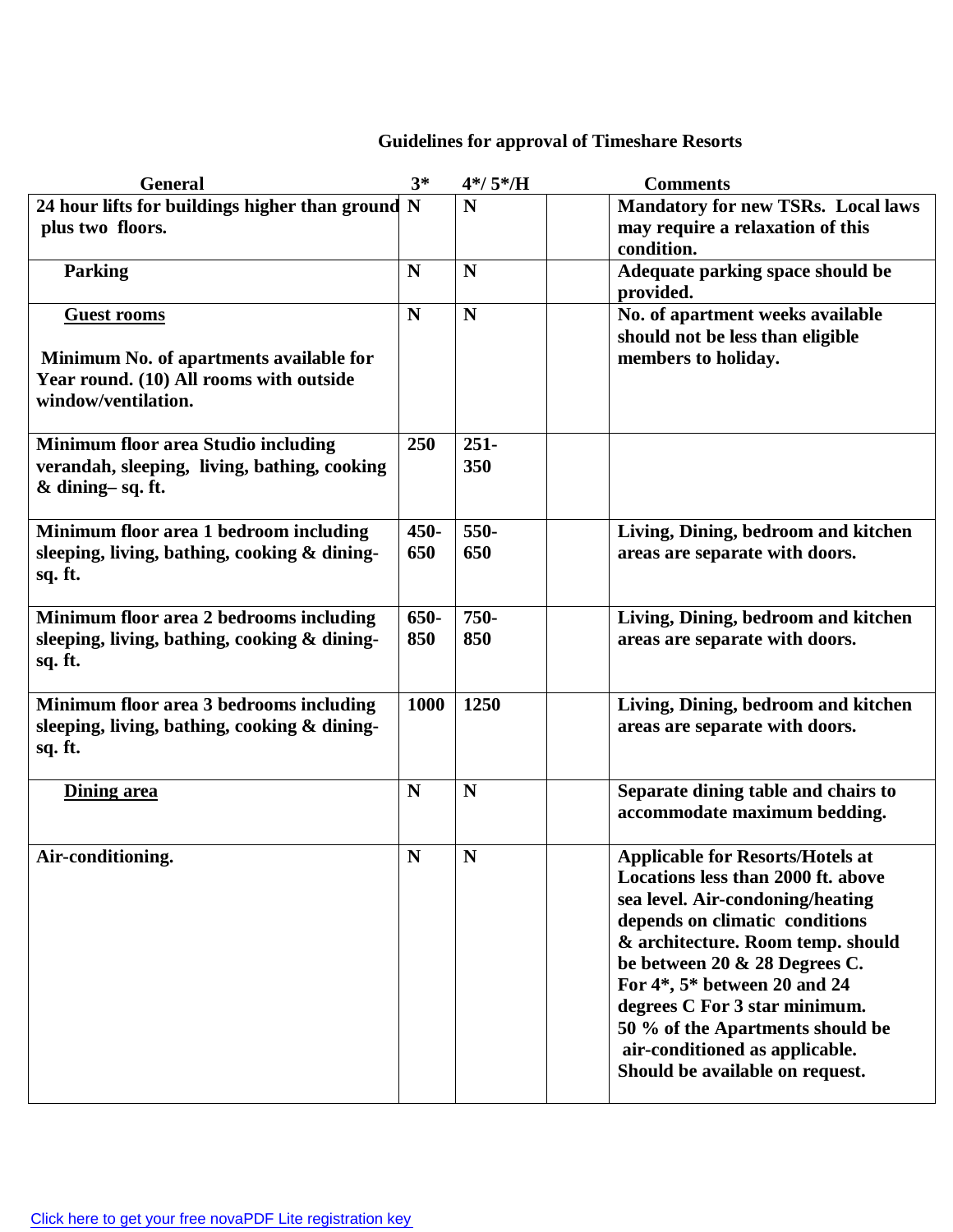**Guidelines for approval of Timeshare Resorts**

| General | 3* | 4*/ 5*/H | | Comments |
|---|---|---|---|---|
| **24 hour lifts for buildings higher than ground plus two floors.** | **N** | **N** | | **Mandatory for new TSRs. Local laws may require a relaxation of this condition.** |
| **Parking** | **N** | **N** | | **Adequate parking space should be provided.** |
| **<u>Guest rooms</u>**<br><br>**Minimum No. of apartments available for Year round. (10) All rooms with outside window/ventilation.** | **N** | **N** | | **No. of apartment weeks available should not be less than eligible members to holiday.** |
| **Minimum floor area Studio including verandah, sleeping, living, bathing, cooking & dining– sq. ft.** | **250** | **251-350** | | |
| **Minimum floor area 1 bedroom including sleeping, living, bathing, cooking & dining-sq. ft.** | **450-650** | **550-650** | | **Living, Dining, bedroom and kitchen areas are separate with doors.** |
| **Minimum floor area 2 bedrooms including sleeping, living, bathing, cooking & dining-sq. ft.** | **650-850** | **750-850** | | **Living, Dining, bedroom and kitchen areas are separate with doors.** |
| **Minimum floor area 3 bedrooms including sleeping, living, bathing, cooking & dining-sq. ft.** | **1000** | **1250** | | **Living, Dining, bedroom and kitchen areas are separate with doors.** |
| **<u>Dining area</u>** | **N** | **N** | | **Separate dining table and chairs to accommodate maximum bedding.** |
| **Air-conditioning.** | **N** | **N** | | **Applicable for Resorts/Hotels at Locations less than 2000 ft. above sea level. Air-condoning/heating depends on climatic conditions & architecture. Room temp. should be between 20 & 28 Degrees C. For 4*, 5* between 20 and 24 degrees C For 3 star minimum. 50 % of the Apartments should be air-conditioned as applicable. Should be available on request.** |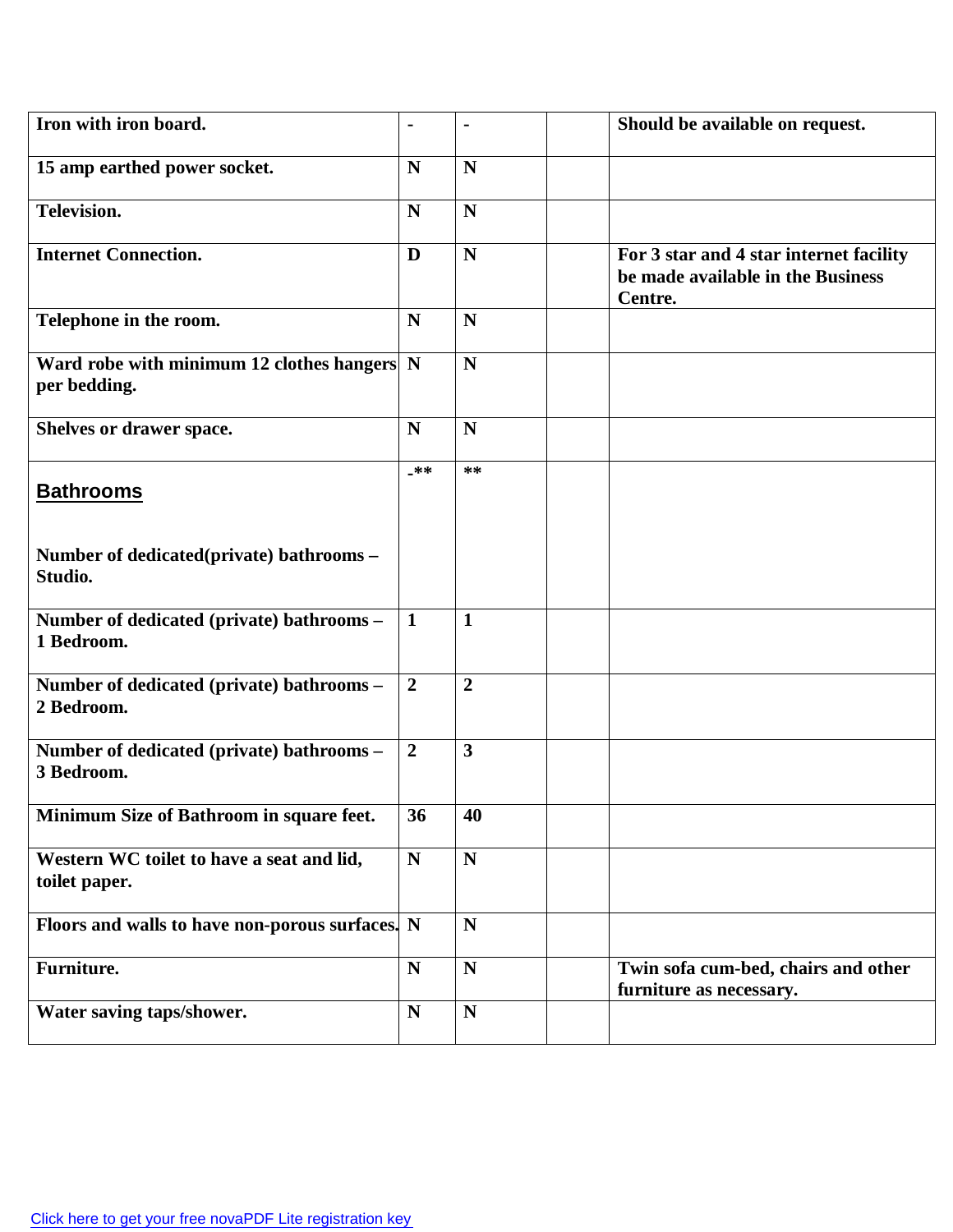| | | | | |
|---|---|---|---|---|
| **Iron with iron board.** | **-** | **-** | | **Should be available on request.** |
| **15 amp earthed power socket.** | **N** | **N** | | |
| **Television.** | **N** | **N** | | |
| **Internet Connection.** | **D** | **N** | | **For 3 star and 4 star internet facility be made available in the Business Centre.** |
| **Telephone in the room.** | **N** | **N** | | |
| **Ward robe with minimum 12 clothes hangers per bedding.** | **N** | **N** | | |
| **Shelves or drawer space.** | **N** | **N** | | |
| **Bathrooms** <br><br> **Number of dedicated(private) bathrooms – Studio.** | **-**** | ** | | |
| **Number of dedicated (private) bathrooms – 1 Bedroom.** | **1** | **1** | | |
| **Number of dedicated (private) bathrooms – 2 Bedroom.** | **2** | **2** | | |
| **Number of dedicated (private) bathrooms – 3 Bedroom.** | **2** | **3** | | |
| **Minimum Size of Bathroom in square feet.** | **36** | **40** | | |
| **Western WC toilet to have a seat and lid, toilet paper.** | **N** | **N** | | |
| **Floors and walls to have non-porous surfaces.** | **N** | **N** | | |
| **Furniture.** | **N** | **N** | | **Twin sofa cum-bed, chairs and other furniture as necessary.** |
| **Water saving taps/shower.** | **N** | **N** | | |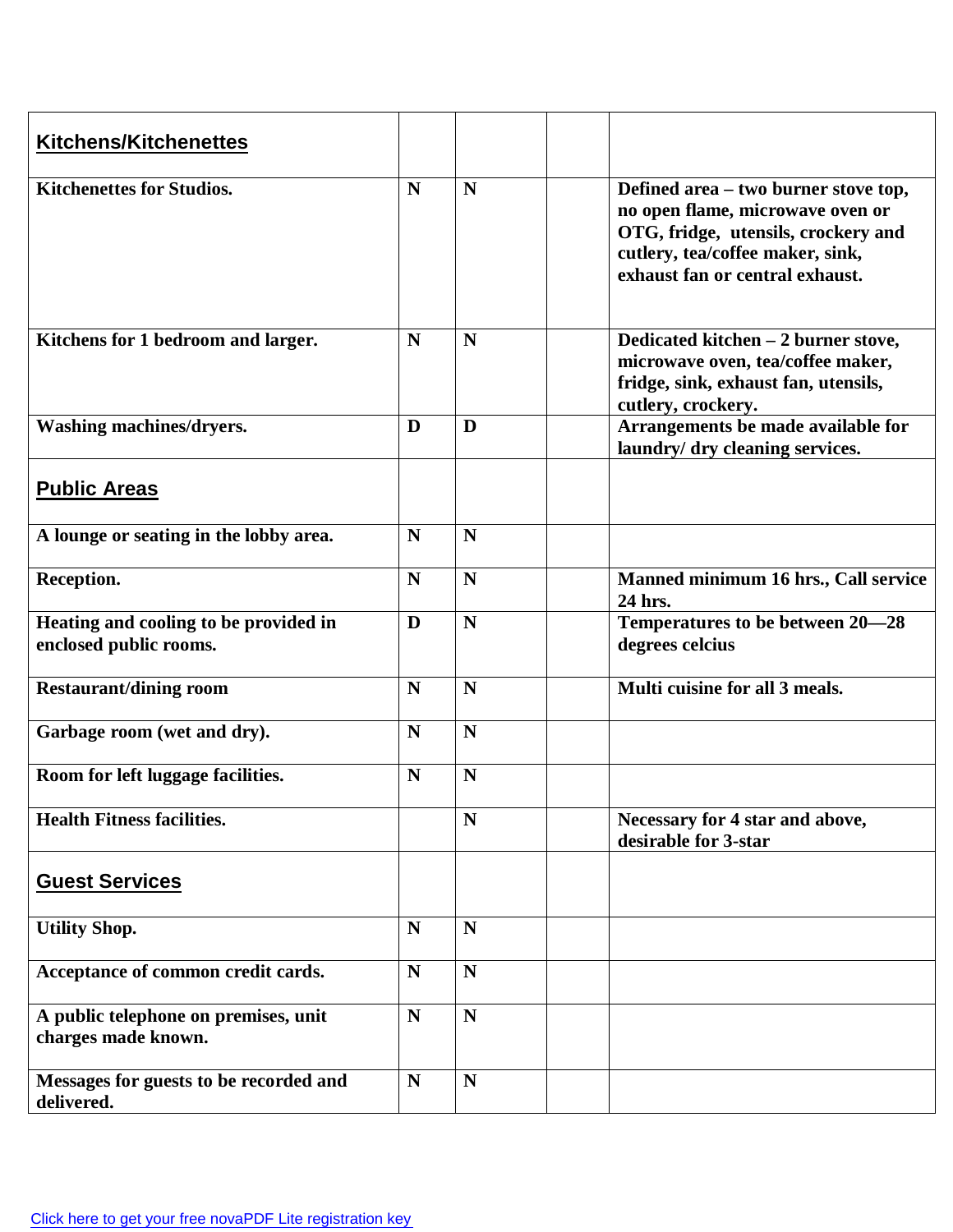| **Kitchens/Kitchenettes** | | | | |
|---|---|---|---|---|
| **Kitchenettes for Studios.** | **N** | **N** | | **Defined area – two burner stove top, no open flame, microwave oven or OTG, fridge, utensils, crockery and cutlery, tea/coffee maker, sink, exhaust fan or central exhaust.** |
| **Kitchens for 1 bedroom and larger.** | **N** | **N** | | **Dedicated kitchen – 2 burner stove, microwave oven, tea/coffee maker, fridge, sink, exhaust fan, utensils, cutlery, crockery.** |
| **Washing machines/dryers.** | **D** | **D** | | **Arrangements be made available for laundry/ dry cleaning services.** |
| **Public Areas** | | | | |
| **A lounge or seating in the lobby area.** | **N** | **N** | | |
| **Reception.** | **N** | **N** | | **Manned minimum 16 hrs., Call service 24 hrs.** |
| **Heating and cooling to be provided in enclosed public rooms.** | **D** | **N** | | **Temperatures to be between 20—28 degrees celcius** |
| **Restaurant/dining room** | **N** | **N** | | **Multi cuisine for all 3 meals.** |
| **Garbage room (wet and dry).** | **N** | **N** | | |
| **Room for left luggage facilities.** | **N** | **N** | | |
| **Health Fitness facilities.** | | **N** | | **Necessary for 4 star and above, desirable for 3-star** |
| **Guest Services** | | | | |
| **Utility Shop.** | **N** | **N** | | |
| **Acceptance of common credit cards.** | **N** | **N** | | |
| **A public telephone on premises, unit charges made known.** | **N** | **N** | | |
| **Messages for guests to be recorded and delivered.** | **N** | **N** | | |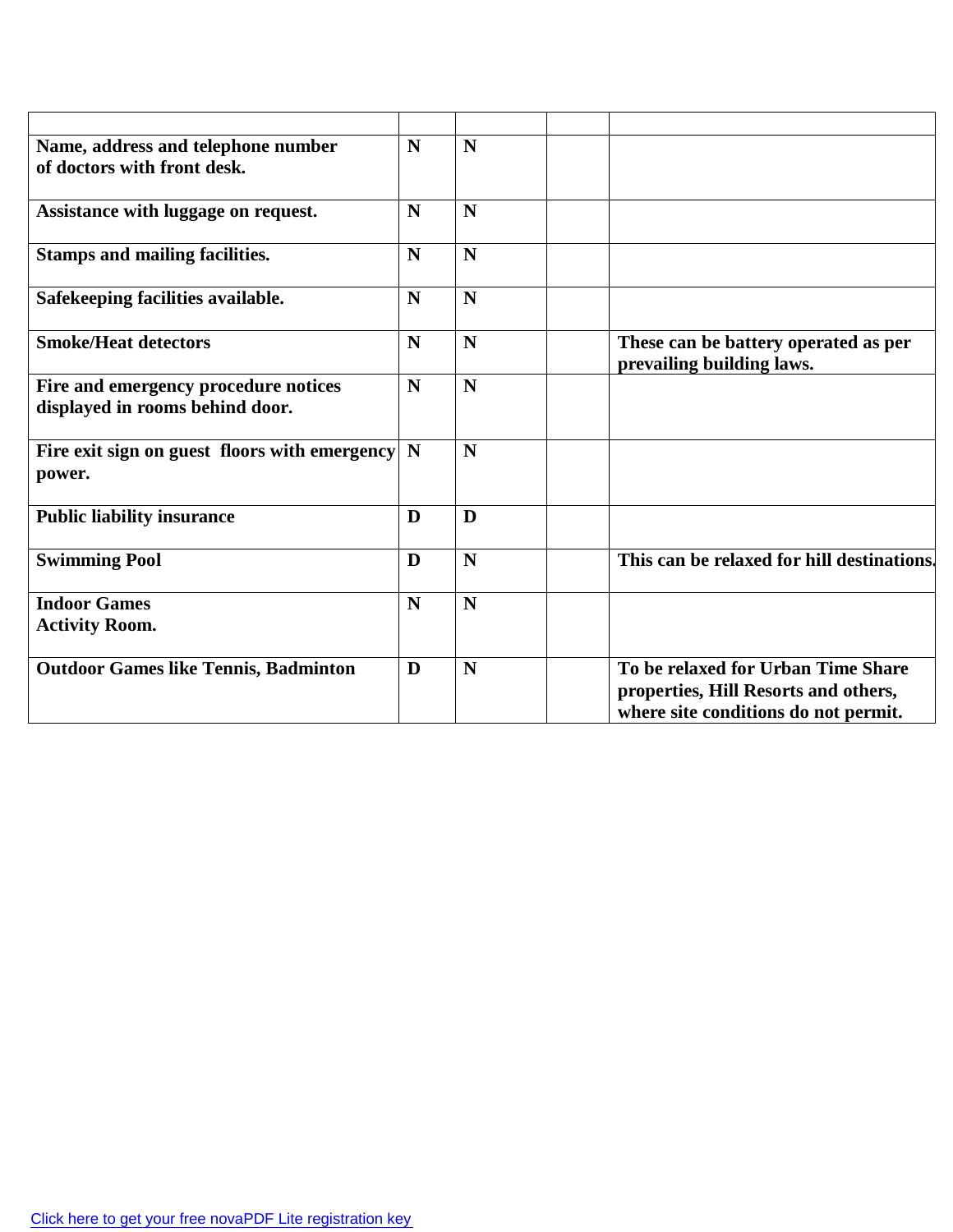| | | | | |
|---|---|---|---|---|
| **Name, address and telephone number of doctors with front desk.** | **N** | **N** | | |
| **Assistance with luggage on request.** | **N** | **N** | | |
| **Stamps and mailing facilities.** | **N** | **N** | | |
| **Safekeeping facilities available.** | **N** | **N** | | |
| **Smoke/Heat detectors** | **N** | **N** | | **These can be battery operated as per prevailing building laws.** |
| **Fire and emergency procedure notices displayed in rooms behind door.** | **N** | **N** | | |
| **Fire exit sign on guest floors with emergency power.** | **N** | **N** | | |
| **Public liability insurance** | **D** | **D** | | |
| **Swimming Pool** | **D** | **N** | | **This can be relaxed for hill destinations.** |
| **Indoor Games Activity Room.** | **N** | **N** | | |
| **Outdoor Games like Tennis, Badminton** | **D** | **N** | | **To be relaxed for Urban Time Share properties, Hill Resorts and others, where site conditions do not permit.** |

Click here to get your free novaPDF Lite registration key